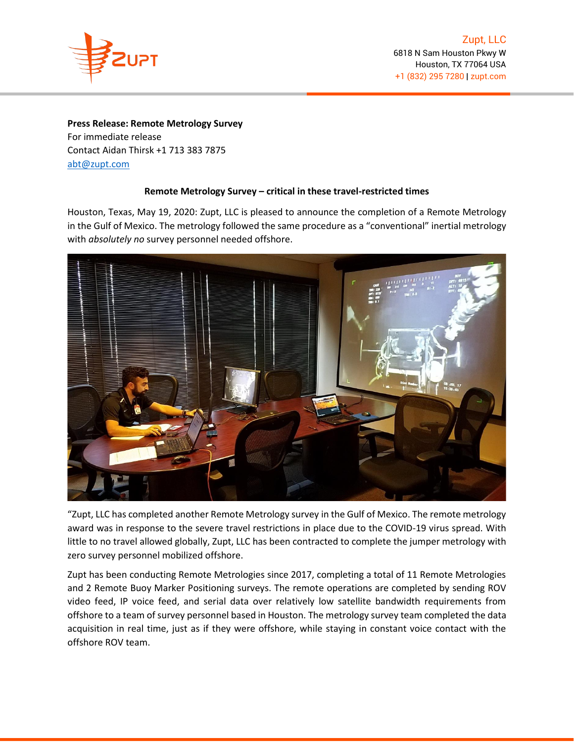Zupt, LLC
6818 N Sam Houston Pkwy W
Houston, TX 77064 USA
+1 (832) 295 7280 | zupt.com

**Press Release: Remote Metrology Survey**
For immediate release
Contact Aidan Thirsk +1 713 383 7875
abt@zupt.com

**Remote Metrology Survey – critical in these travel-restricted times**

Houston, Texas, May 19, 2020: Zupt, LLC is pleased to announce the completion of a Remote Metrology in the Gulf of Mexico. The metrology followed the same procedure as a "conventional" inertial metrology with *absolutely no* survey personnel needed offshore.

"Zupt, LLC has completed another Remote Metrology survey in the Gulf of Mexico. The remote metrology award was in response to the severe travel restrictions in place due to the COVID-19 virus spread. With little to no travel allowed globally, Zupt, LLC has been contracted to complete the jumper metrology with zero survey personnel mobilized offshore.

Zupt has been conducting Remote Metrologies since 2017, completing a total of 11 Remote Metrologies and 2 Remote Buoy Marker Positioning surveys. The remote operations are completed by sending ROV video feed, IP voice feed, and serial data over relatively low satellite bandwidth requirements from offshore to a team of survey personnel based in Houston. The metrology survey team completed the data acquisition in real time, just as if they were offshore, while staying in constant voice contact with the offshore ROV team.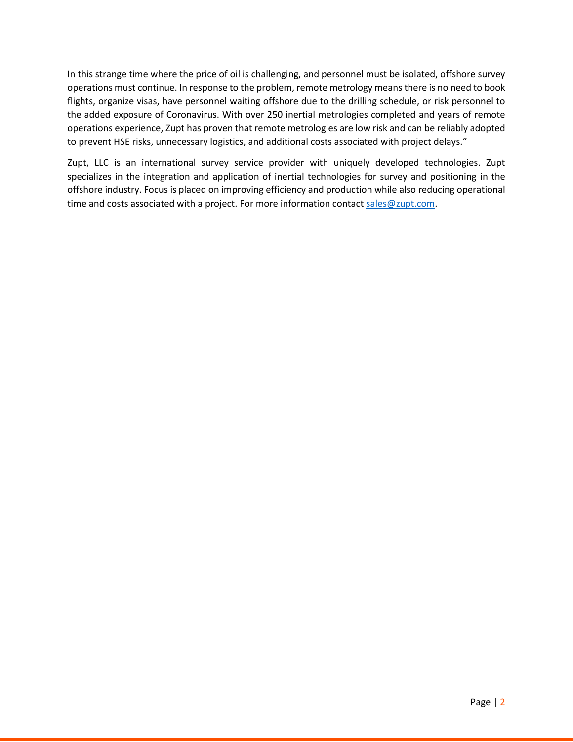In this strange time where the price of oil is challenging, and personnel must be isolated, offshore survey operations must continue. In response to the problem, remote metrology means there is no need to book flights, organize visas, have personnel waiting offshore due to the drilling schedule, or risk personnel to the added exposure of Coronavirus. With over 250 inertial metrologies completed and years of remote operations experience, Zupt has proven that remote metrologies are low risk and can be reliably adopted to prevent HSE risks, unnecessary logistics, and additional costs associated with project delays."

Zupt, LLC is an international survey service provider with uniquely developed technologies. Zupt specializes in the integration and application of inertial technologies for survey and positioning in the offshore industry. Focus is placed on improving efficiency and production while also reducing operational time and costs associated with a project. For more information contact sales@zupt.com.